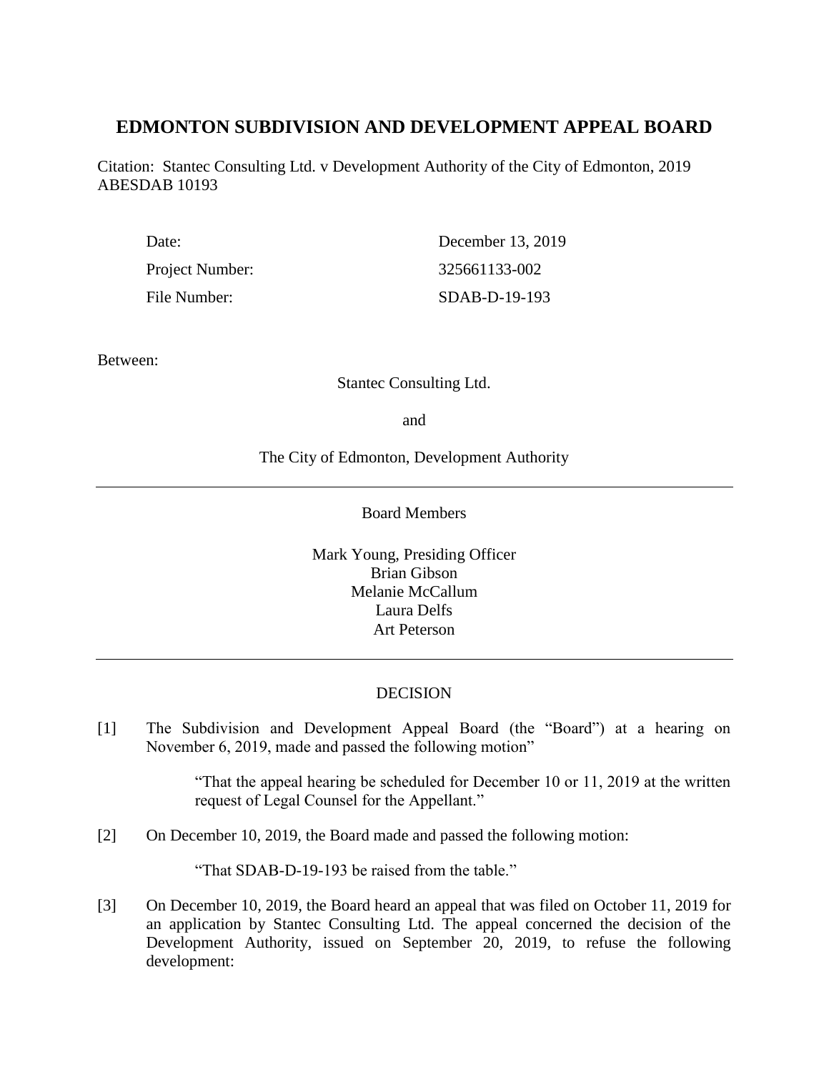# EDMONTON SUBDIVISION AND DEVELOPMENT APPEAL BOARD

Citation: Stantec Consulting Ltd. v Development Authority of the City of Edmonton, 2019 ABESDAB 10193

| | |
|---|---|
| Date: | December 13, 2019 |
| Project Number: | 325661133-002 |
| File Number: | SDAB-D-19-193 |

Between:

Stantec Consulting Ltd.

and

The City of Edmonton, Development Authority

---

Board Members

Mark Young, Presiding Officer
Brian Gibson
Melanie McCallum
Laura Delfs
Art Peterson

---

DECISION

[1] The Subdivision and Development Appeal Board (the "Board") at a hearing on November 6, 2019, made and passed the following motion"

> "That the appeal hearing be scheduled for December 10 or 11, 2019 at the written request of Legal Counsel for the Appellant."

[2] On December 10, 2019, the Board made and passed the following motion:

> "That SDAB-D-19-193 be raised from the table."

[3] On December 10, 2019, the Board heard an appeal that was filed on October 11, 2019 for an application by Stantec Consulting Ltd. The appeal concerned the decision of the Development Authority, issued on September 20, 2019, to refuse the following development: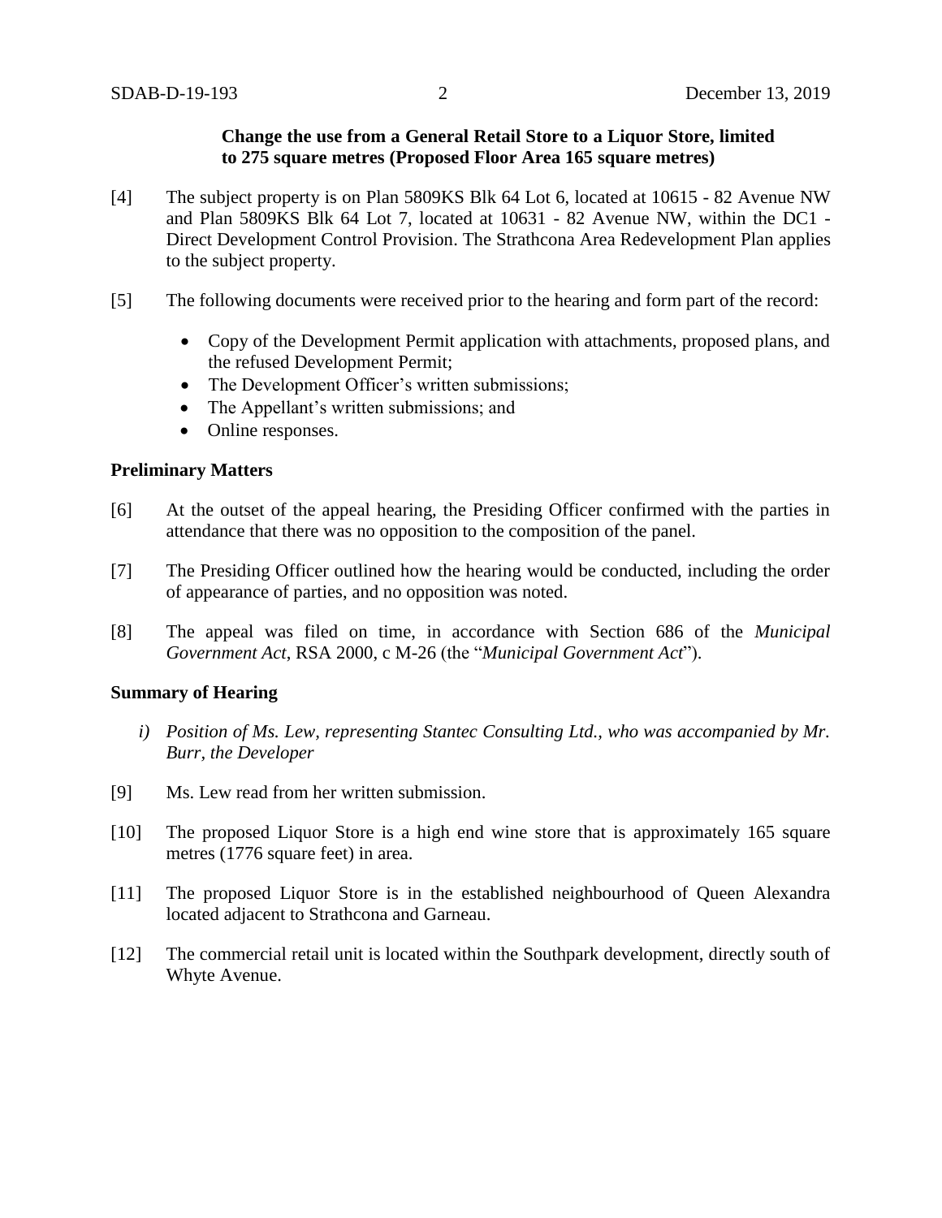**Change the use from a General Retail Store to a Liquor Store, limited to 275 square metres (Proposed Floor Area 165 square metres)**

[4] The subject property is on Plan 5809KS Blk 64 Lot 6, located at 10615 - 82 Avenue NW and Plan 5809KS Blk 64 Lot 7, located at 10631 - 82 Avenue NW, within the DC1 - Direct Development Control Provision. The Strathcona Area Redevelopment Plan applies to the subject property.

[5] The following documents were received prior to the hearing and form part of the record:

- Copy of the Development Permit application with attachments, proposed plans, and the refused Development Permit;
- The Development Officer's written submissions;
- The Appellant's written submissions; and
- Online responses.

**Preliminary Matters**

[6] At the outset of the appeal hearing, the Presiding Officer confirmed with the parties in attendance that there was no opposition to the composition of the panel.

[7] The Presiding Officer outlined how the hearing would be conducted, including the order of appearance of parties, and no opposition was noted.

[8] The appeal was filed on time, in accordance with Section 686 of the *Municipal Government Act*, RSA 2000, c M-26 (the "*Municipal Government Act*").

**Summary of Hearing**

*i) Position of Ms. Lew, representing Stantec Consulting Ltd., who was accompanied by Mr. Burr, the Developer*

[9] Ms. Lew read from her written submission.

[10] The proposed Liquor Store is a high end wine store that is approximately 165 square metres (1776 square feet) in area.

[11] The proposed Liquor Store is in the established neighbourhood of Queen Alexandra located adjacent to Strathcona and Garneau.

[12] The commercial retail unit is located within the Southpark development, directly south of Whyte Avenue.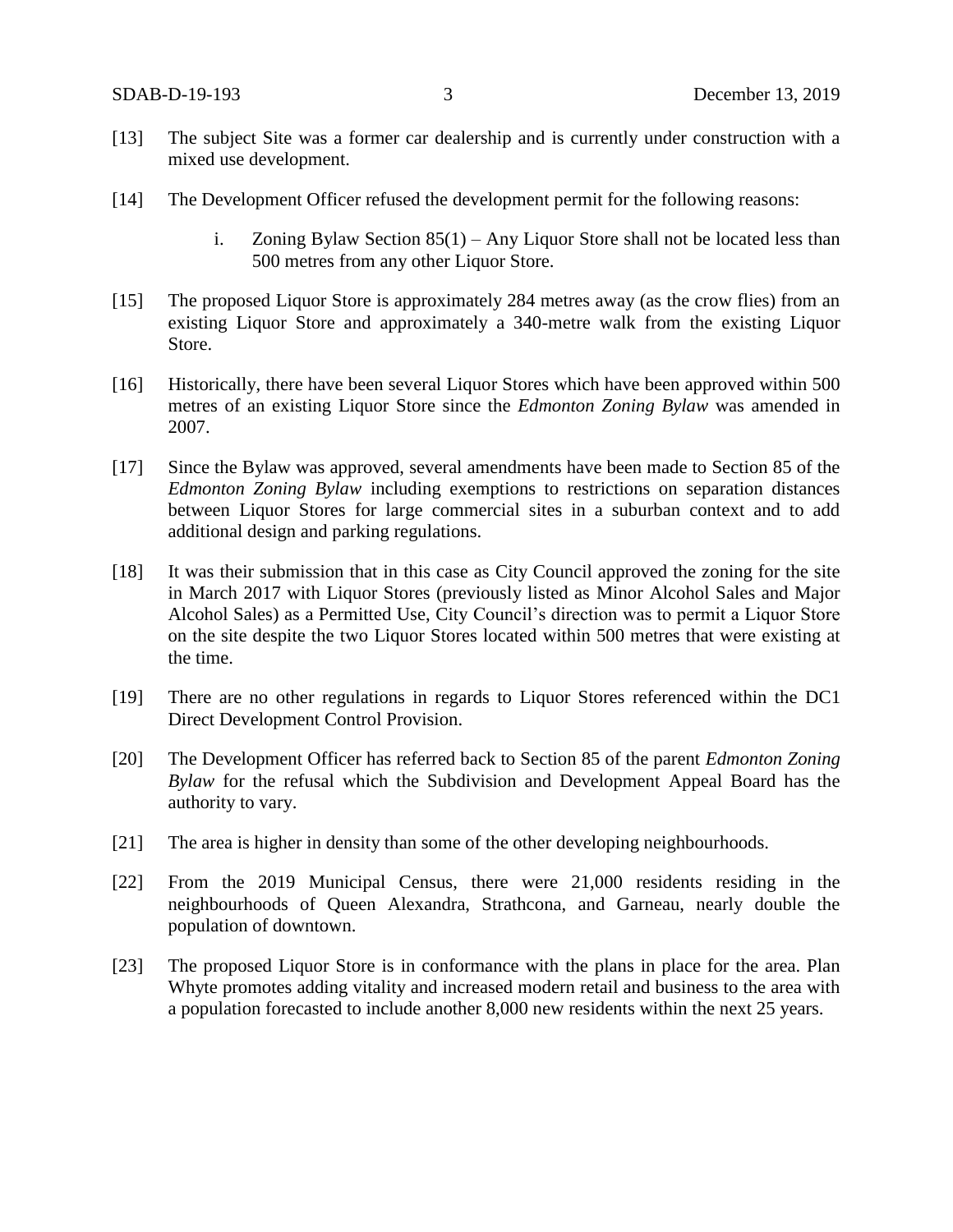[13] The subject Site was a former car dealership and is currently under construction with a mixed use development.

[14] The Development Officer refused the development permit for the following reasons:

i. Zoning Bylaw Section 85(1) – Any Liquor Store shall not be located less than 500 metres from any other Liquor Store.

[15] The proposed Liquor Store is approximately 284 metres away (as the crow flies) from an existing Liquor Store and approximately a 340-metre walk from the existing Liquor Store.

[16] Historically, there have been several Liquor Stores which have been approved within 500 metres of an existing Liquor Store since the *Edmonton Zoning Bylaw* was amended in 2007.

[17] Since the Bylaw was approved, several amendments have been made to Section 85 of the *Edmonton Zoning Bylaw* including exemptions to restrictions on separation distances between Liquor Stores for large commercial sites in a suburban context and to add additional design and parking regulations.

[18] It was their submission that in this case as City Council approved the zoning for the site in March 2017 with Liquor Stores (previously listed as Minor Alcohol Sales and Major Alcohol Sales) as a Permitted Use, City Council's direction was to permit a Liquor Store on the site despite the two Liquor Stores located within 500 metres that were existing at the time.

[19] There are no other regulations in regards to Liquor Stores referenced within the DC1 Direct Development Control Provision.

[20] The Development Officer has referred back to Section 85 of the parent *Edmonton Zoning Bylaw* for the refusal which the Subdivision and Development Appeal Board has the authority to vary.

[21] The area is higher in density than some of the other developing neighbourhoods.

[22] From the 2019 Municipal Census, there were 21,000 residents residing in the neighbourhoods of Queen Alexandra, Strathcona, and Garneau, nearly double the population of downtown.

[23] The proposed Liquor Store is in conformance with the plans in place for the area. Plan Whyte promotes adding vitality and increased modern retail and business to the area with a population forecasted to include another 8,000 new residents within the next 25 years.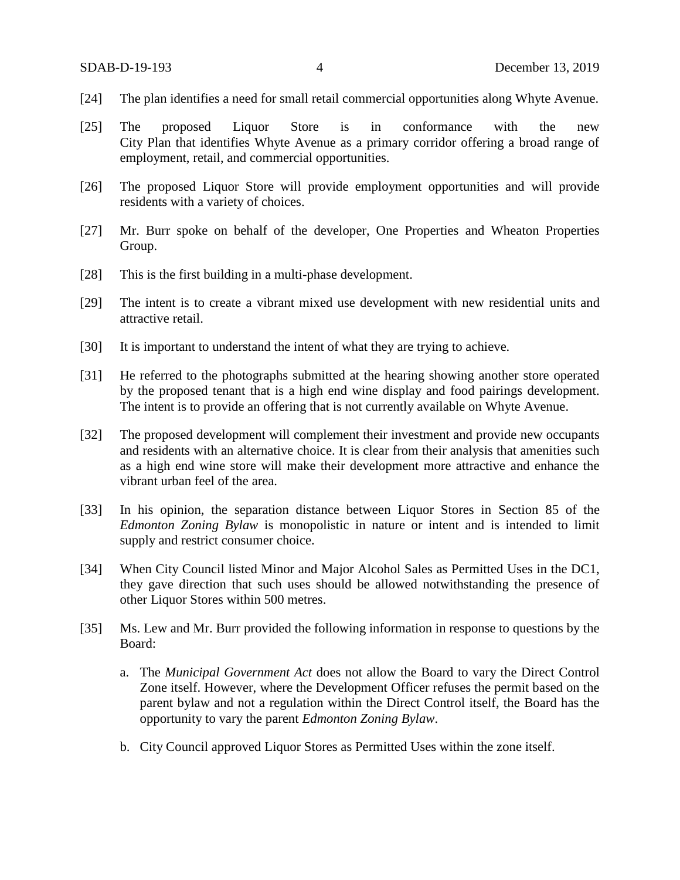[24] The plan identifies a need for small retail commercial opportunities along Whyte Avenue.

[25] The proposed Liquor Store is in conformance with the new City Plan that identifies Whyte Avenue as a primary corridor offering a broad range of employment, retail, and commercial opportunities.

[26] The proposed Liquor Store will provide employment opportunities and will provide residents with a variety of choices.

[27] Mr. Burr spoke on behalf of the developer, One Properties and Wheaton Properties Group.

[28] This is the first building in a multi-phase development.

[29] The intent is to create a vibrant mixed use development with new residential units and attractive retail.

[30] It is important to understand the intent of what they are trying to achieve.

[31] He referred to the photographs submitted at the hearing showing another store operated by the proposed tenant that is a high end wine display and food pairings development. The intent is to provide an offering that is not currently available on Whyte Avenue.

[32] The proposed development will complement their investment and provide new occupants and residents with an alternative choice. It is clear from their analysis that amenities such as a high end wine store will make their development more attractive and enhance the vibrant urban feel of the area.

[33] In his opinion, the separation distance between Liquor Stores in Section 85 of the *Edmonton Zoning Bylaw* is monopolistic in nature or intent and is intended to limit supply and restrict consumer choice.

[34] When City Council listed Minor and Major Alcohol Sales as Permitted Uses in the DC1, they gave direction that such uses should be allowed notwithstanding the presence of other Liquor Stores within 500 metres.

[35] Ms. Lew and Mr. Burr provided the following information in response to questions by the Board:

a. The *Municipal Government Act* does not allow the Board to vary the Direct Control Zone itself. However, where the Development Officer refuses the permit based on the parent bylaw and not a regulation within the Direct Control itself, the Board has the opportunity to vary the parent *Edmonton Zoning Bylaw*.

b. City Council approved Liquor Stores as Permitted Uses within the zone itself.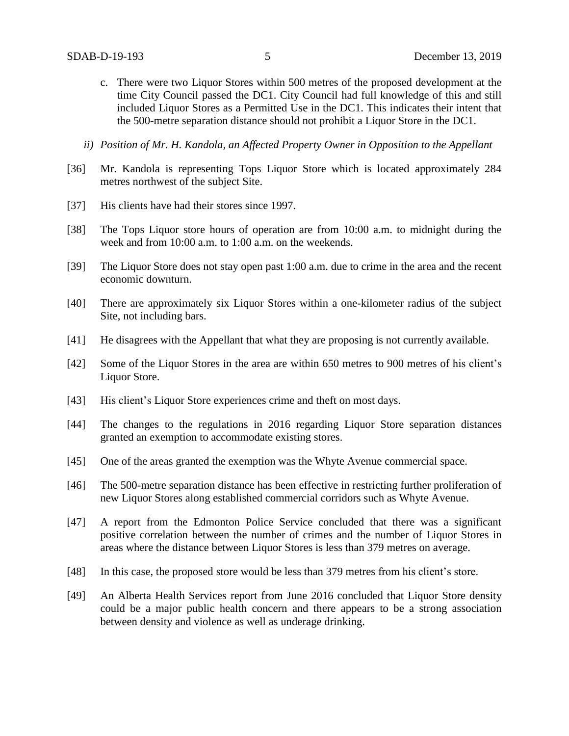c. There were two Liquor Stores within 500 metres of the proposed development at the time City Council passed the DC1. City Council had full knowledge of this and still included Liquor Stores as a Permitted Use in the DC1. This indicates their intent that the 500-metre separation distance should not prohibit a Liquor Store in the DC1.

*ii) Position of Mr. H. Kandola, an Affected Property Owner in Opposition to the Appellant*

[36] Mr. Kandola is representing Tops Liquor Store which is located approximately 284 metres northwest of the subject Site.

[37] His clients have had their stores since 1997.

[38] The Tops Liquor store hours of operation are from 10:00 a.m. to midnight during the week and from 10:00 a.m. to 1:00 a.m. on the weekends.

[39] The Liquor Store does not stay open past 1:00 a.m. due to crime in the area and the recent economic downturn.

[40] There are approximately six Liquor Stores within a one-kilometer radius of the subject Site, not including bars.

[41] He disagrees with the Appellant that what they are proposing is not currently available.

[42] Some of the Liquor Stores in the area are within 650 metres to 900 metres of his client's Liquor Store.

[43] His client's Liquor Store experiences crime and theft on most days.

[44] The changes to the regulations in 2016 regarding Liquor Store separation distances granted an exemption to accommodate existing stores.

[45] One of the areas granted the exemption was the Whyte Avenue commercial space.

[46] The 500-metre separation distance has been effective in restricting further proliferation of new Liquor Stores along established commercial corridors such as Whyte Avenue.

[47] A report from the Edmonton Police Service concluded that there was a significant positive correlation between the number of crimes and the number of Liquor Stores in areas where the distance between Liquor Stores is less than 379 metres on average.

[48] In this case, the proposed store would be less than 379 metres from his client's store.

[49] An Alberta Health Services report from June 2016 concluded that Liquor Store density could be a major public health concern and there appears to be a strong association between density and violence as well as underage drinking.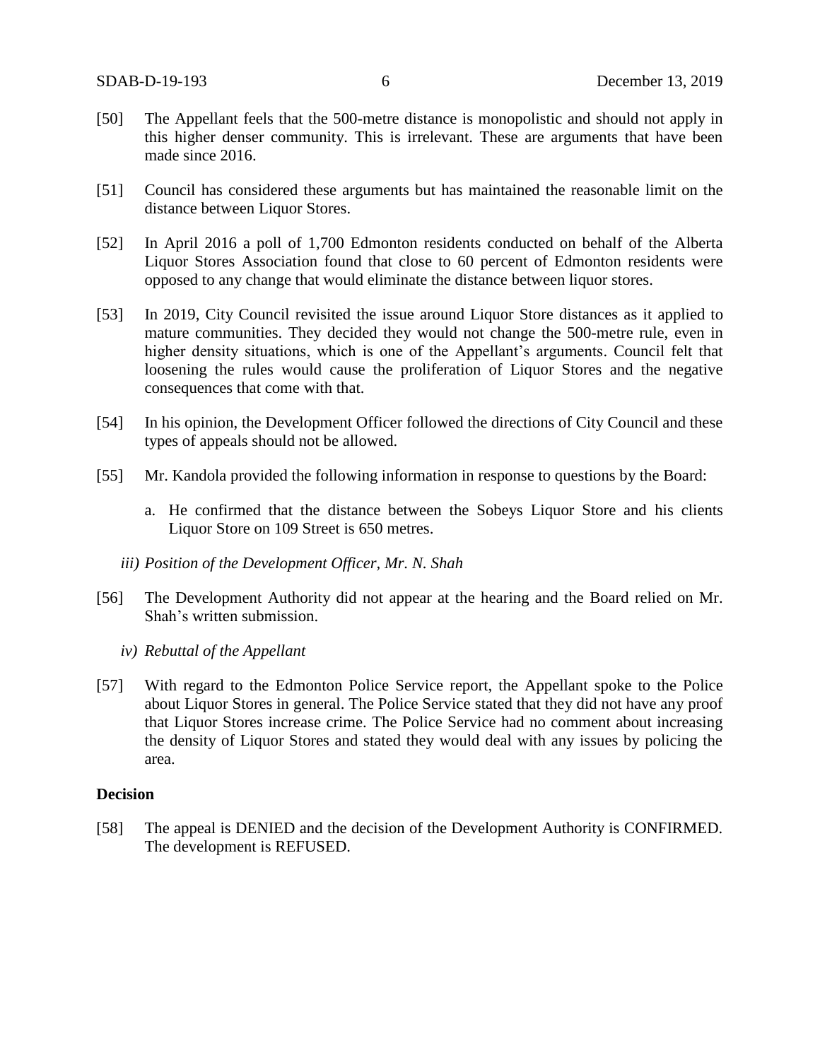[50] The Appellant feels that the 500-metre distance is monopolistic and should not apply in this higher denser community. This is irrelevant. These are arguments that have been made since 2016.

[51] Council has considered these arguments but has maintained the reasonable limit on the distance between Liquor Stores.

[52] In April 2016 a poll of 1,700 Edmonton residents conducted on behalf of the Alberta Liquor Stores Association found that close to 60 percent of Edmonton residents were opposed to any change that would eliminate the distance between liquor stores.

[53] In 2019, City Council revisited the issue around Liquor Store distances as it applied to mature communities. They decided they would not change the 500-metre rule, even in higher density situations, which is one of the Appellant's arguments. Council felt that loosening the rules would cause the proliferation of Liquor Stores and the negative consequences that come with that.

[54] In his opinion, the Development Officer followed the directions of City Council and these types of appeals should not be allowed.

[55] Mr. Kandola provided the following information in response to questions by the Board:

a. He confirmed that the distance between the Sobeys Liquor Store and his clients Liquor Store on 109 Street is 650 metres.

*iii) Position of the Development Officer, Mr. N. Shah*

[56] The Development Authority did not appear at the hearing and the Board relied on Mr. Shah's written submission.

*iv) Rebuttal of the Appellant*

[57] With regard to the Edmonton Police Service report, the Appellant spoke to the Police about Liquor Stores in general. The Police Service stated that they did not have any proof that Liquor Stores increase crime. The Police Service had no comment about increasing the density of Liquor Stores and stated they would deal with any issues by policing the area.

**Decision**

[58] The appeal is DENIED and the decision of the Development Authority is CONFIRMED. The development is REFUSED.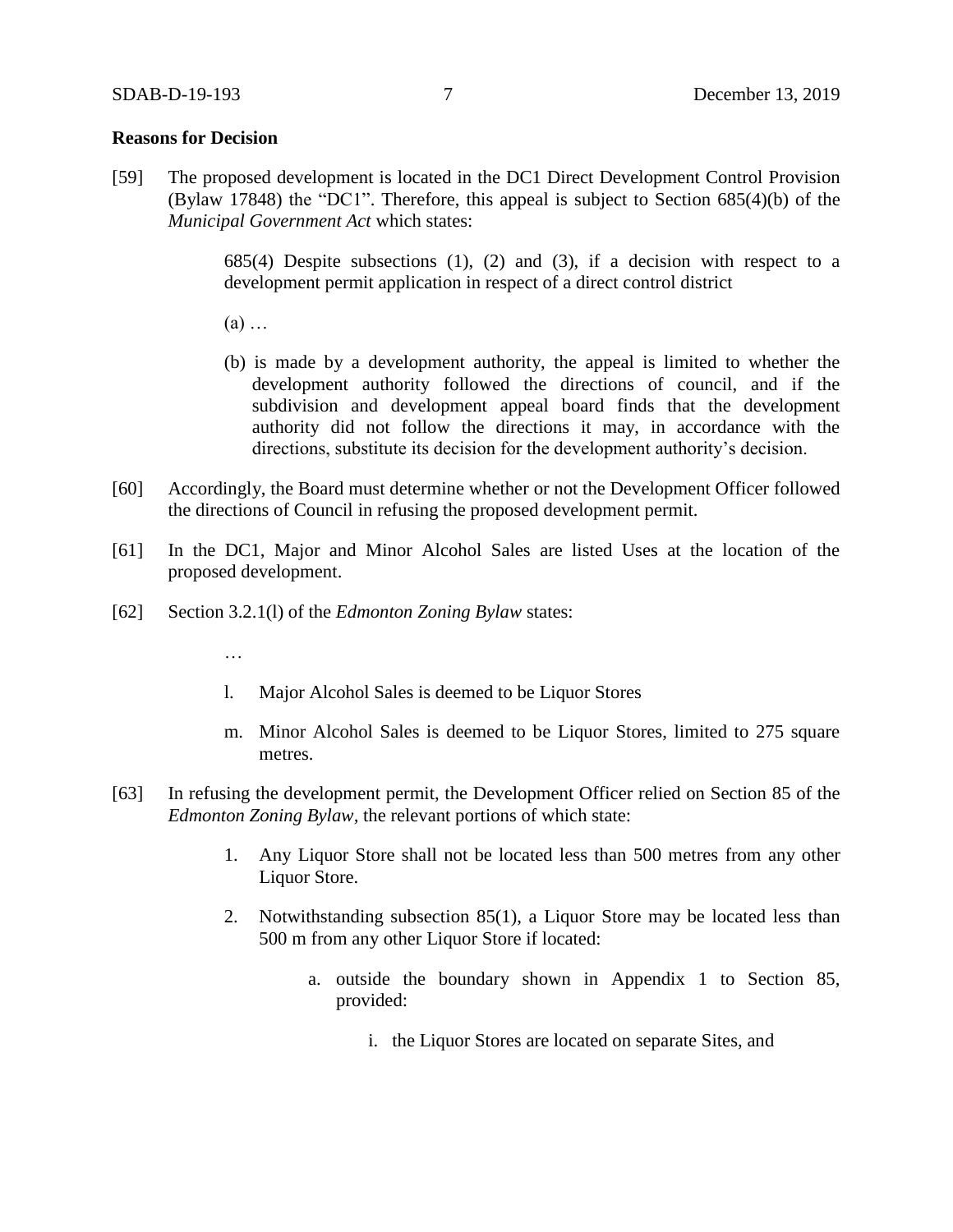**Reasons for Decision**

[59] The proposed development is located in the DC1 Direct Development Control Provision (Bylaw 17848) the "DC1". Therefore, this appeal is subject to Section 685(4)(b) of the *Municipal Government Act* which states:

> 685(4) Despite subsections (1), (2) and (3), if a decision with respect to a development permit application in respect of a direct control district
>
> (a) …
>
> (b) is made by a development authority, the appeal is limited to whether the development authority followed the directions of council, and if the subdivision and development appeal board finds that the development authority did not follow the directions it may, in accordance with the directions, substitute its decision for the development authority's decision.

[60] Accordingly, the Board must determine whether or not the Development Officer followed the directions of Council in refusing the proposed development permit.

[61] In the DC1, Major and Minor Alcohol Sales are listed Uses at the location of the proposed development.

[62] Section 3.2.1(l) of the *Edmonton Zoning Bylaw* states:

> …
>
> l. Major Alcohol Sales is deemed to be Liquor Stores
>
> m. Minor Alcohol Sales is deemed to be Liquor Stores, limited to 275 square metres.

[63] In refusing the development permit, the Development Officer relied on Section 85 of the *Edmonton Zoning Bylaw*, the relevant portions of which state:

> 1. Any Liquor Store shall not be located less than 500 metres from any other Liquor Store.
>
> 2. Notwithstanding subsection 85(1), a Liquor Store may be located less than 500 m from any other Liquor Store if located:
>
>     a. outside the boundary shown in Appendix 1 to Section 85, provided:
>
>         i. the Liquor Stores are located on separate Sites, and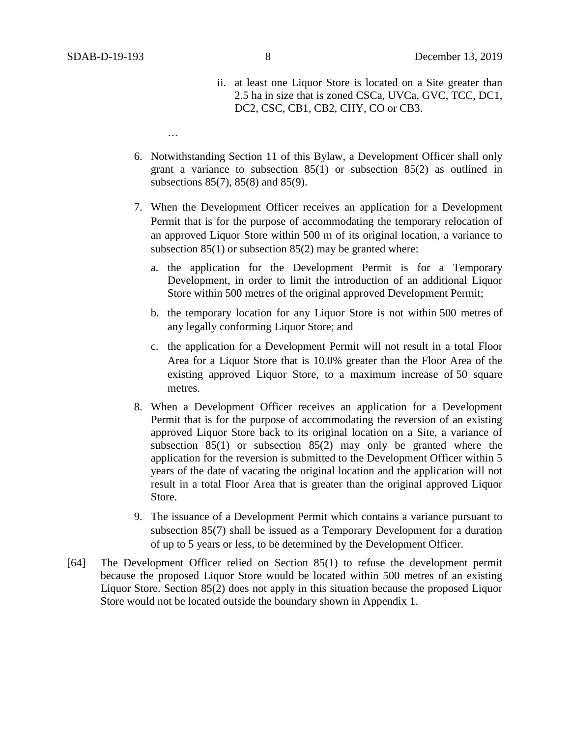ii. at least one Liquor Store is located on a Site greater than 2.5 ha in size that is zoned CSCa, UVCa, GVC, TCC, DC1, DC2, CSC, CB1, CB2, CHY, CO or CB3.

…

6. Notwithstanding Section 11 of this Bylaw, a Development Officer shall only grant a variance to subsection 85(1) or subsection 85(2) as outlined in subsections 85(7), 85(8) and 85(9).

7. When the Development Officer receives an application for a Development Permit that is for the purpose of accommodating the temporary relocation of an approved Liquor Store within 500 m of its original location, a variance to subsection 85(1) or subsection 85(2) may be granted where:

   a. the application for the Development Permit is for a Temporary Development, in order to limit the introduction of an additional Liquor Store within 500 metres of the original approved Development Permit;

   b. the temporary location for any Liquor Store is not within 500 metres of any legally conforming Liquor Store; and

   c. the application for a Development Permit will not result in a total Floor Area for a Liquor Store that is 10.0% greater than the Floor Area of the existing approved Liquor Store, to a maximum increase of 50 square metres.

8. When a Development Officer receives an application for a Development Permit that is for the purpose of accommodating the reversion of an existing approved Liquor Store back to its original location on a Site, a variance of subsection 85(1) or subsection 85(2) may only be granted where the application for the reversion is submitted to the Development Officer within 5 years of the date of vacating the original location and the application will not result in a total Floor Area that is greater than the original approved Liquor Store.

9. The issuance of a Development Permit which contains a variance pursuant to subsection 85(7) shall be issued as a Temporary Development for a duration of up to 5 years or less, to be determined by the Development Officer.

[64] The Development Officer relied on Section 85(1) to refuse the development permit because the proposed Liquor Store would be located within 500 metres of an existing Liquor Store. Section 85(2) does not apply in this situation because the proposed Liquor Store would not be located outside the boundary shown in Appendix 1.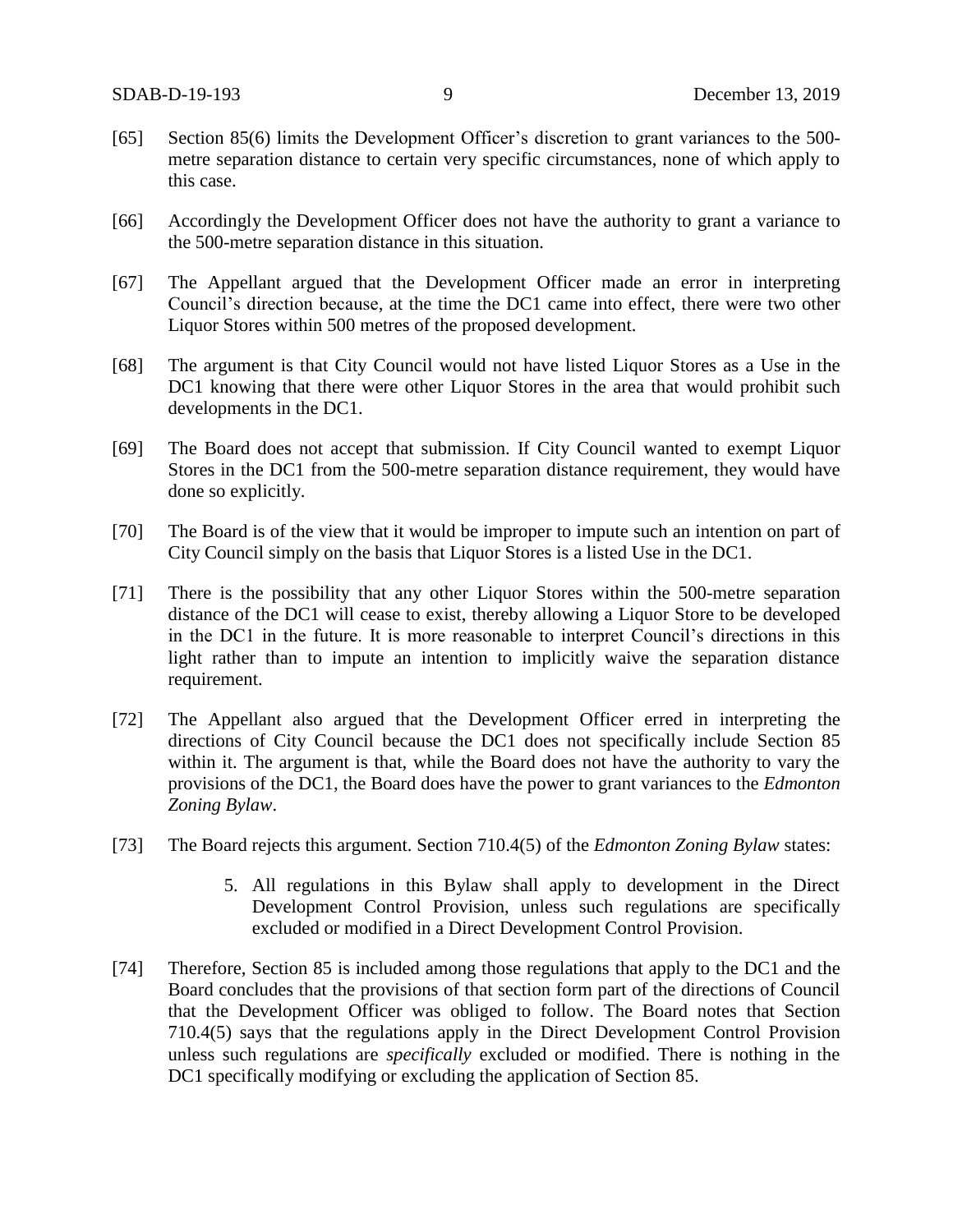[65] Section 85(6) limits the Development Officer's discretion to grant variances to the 500-metre separation distance to certain very specific circumstances, none of which apply to this case.

[66] Accordingly the Development Officer does not have the authority to grant a variance to the 500-metre separation distance in this situation.

[67] The Appellant argued that the Development Officer made an error in interpreting Council's direction because, at the time the DC1 came into effect, there were two other Liquor Stores within 500 metres of the proposed development.

[68] The argument is that City Council would not have listed Liquor Stores as a Use in the DC1 knowing that there were other Liquor Stores in the area that would prohibit such developments in the DC1.

[69] The Board does not accept that submission. If City Council wanted to exempt Liquor Stores in the DC1 from the 500-metre separation distance requirement, they would have done so explicitly.

[70] The Board is of the view that it would be improper to impute such an intention on part of City Council simply on the basis that Liquor Stores is a listed Use in the DC1.

[71] There is the possibility that any other Liquor Stores within the 500-metre separation distance of the DC1 will cease to exist, thereby allowing a Liquor Store to be developed in the DC1 in the future. It is more reasonable to interpret Council's directions in this light rather than to impute an intention to implicitly waive the separation distance requirement.

[72] The Appellant also argued that the Development Officer erred in interpreting the directions of City Council because the DC1 does not specifically include Section 85 within it. The argument is that, while the Board does not have the authority to vary the provisions of the DC1, the Board does have the power to grant variances to the *Edmonton Zoning Bylaw*.

[73] The Board rejects this argument. Section 710.4(5) of the *Edmonton Zoning Bylaw* states:

> 5. All regulations in this Bylaw shall apply to development in the Direct Development Control Provision, unless such regulations are specifically excluded or modified in a Direct Development Control Provision.

[74] Therefore, Section 85 is included among those regulations that apply to the DC1 and the Board concludes that the provisions of that section form part of the directions of Council that the Development Officer was obliged to follow. The Board notes that Section 710.4(5) says that the regulations apply in the Direct Development Control Provision unless such regulations are *specifically* excluded or modified. There is nothing in the DC1 specifically modifying or excluding the application of Section 85.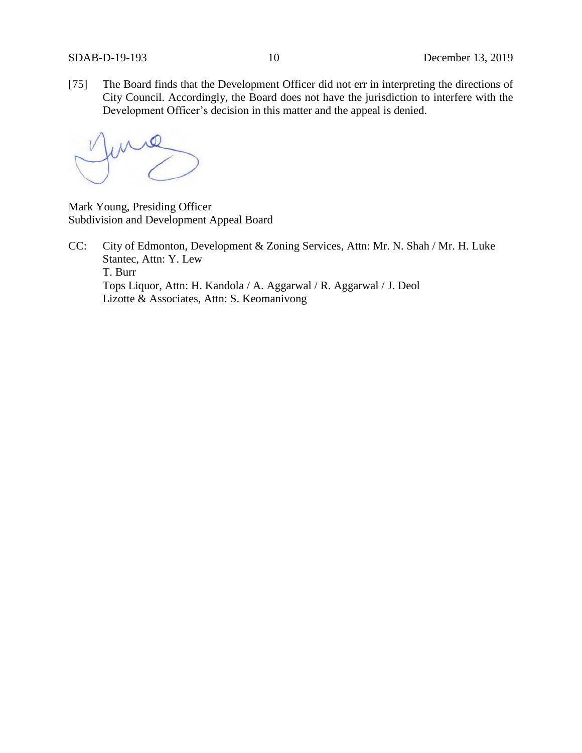[75] The Board finds that the Development Officer did not err in interpreting the directions of City Council. Accordingly, the Board does not have the jurisdiction to interfere with the Development Officer's decision in this matter and the appeal is denied.

Mark Young, Presiding Officer
Subdivision and Development Appeal Board

CC: City of Edmonton, Development & Zoning Services, Attn: Mr. N. Shah / Mr. H. Luke
Stantec, Attn: Y. Lew
T. Burr
Tops Liquor, Attn: H. Kandola / A. Aggarwal / R. Aggarwal / J. Deol
Lizotte & Associates, Attn: S. Keomanivong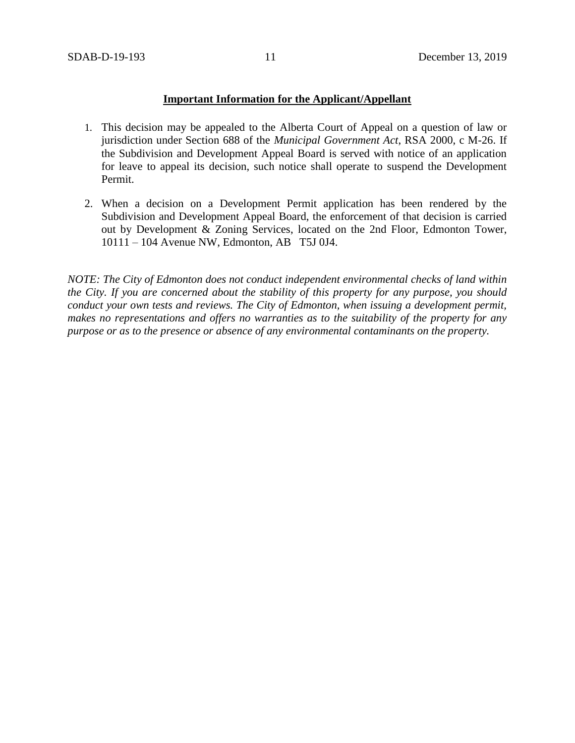**Important Information for the Applicant/Appellant**

1. This decision may be appealed to the Alberta Court of Appeal on a question of law or jurisdiction under Section 688 of the *Municipal Government Act*, RSA 2000, c M-26. If the Subdivision and Development Appeal Board is served with notice of an application for leave to appeal its decision, such notice shall operate to suspend the Development Permit.

2. When a decision on a Development Permit application has been rendered by the Subdivision and Development Appeal Board, the enforcement of that decision is carried out by Development & Zoning Services, located on the 2nd Floor, Edmonton Tower, 10111 – 104 Avenue NW, Edmonton, AB T5J 0J4.

*NOTE: The City of Edmonton does not conduct independent environmental checks of land within the City. If you are concerned about the stability of this property for any purpose, you should conduct your own tests and reviews. The City of Edmonton, when issuing a development permit, makes no representations and offers no warranties as to the suitability of the property for any purpose or as to the presence or absence of any environmental contaminants on the property.*